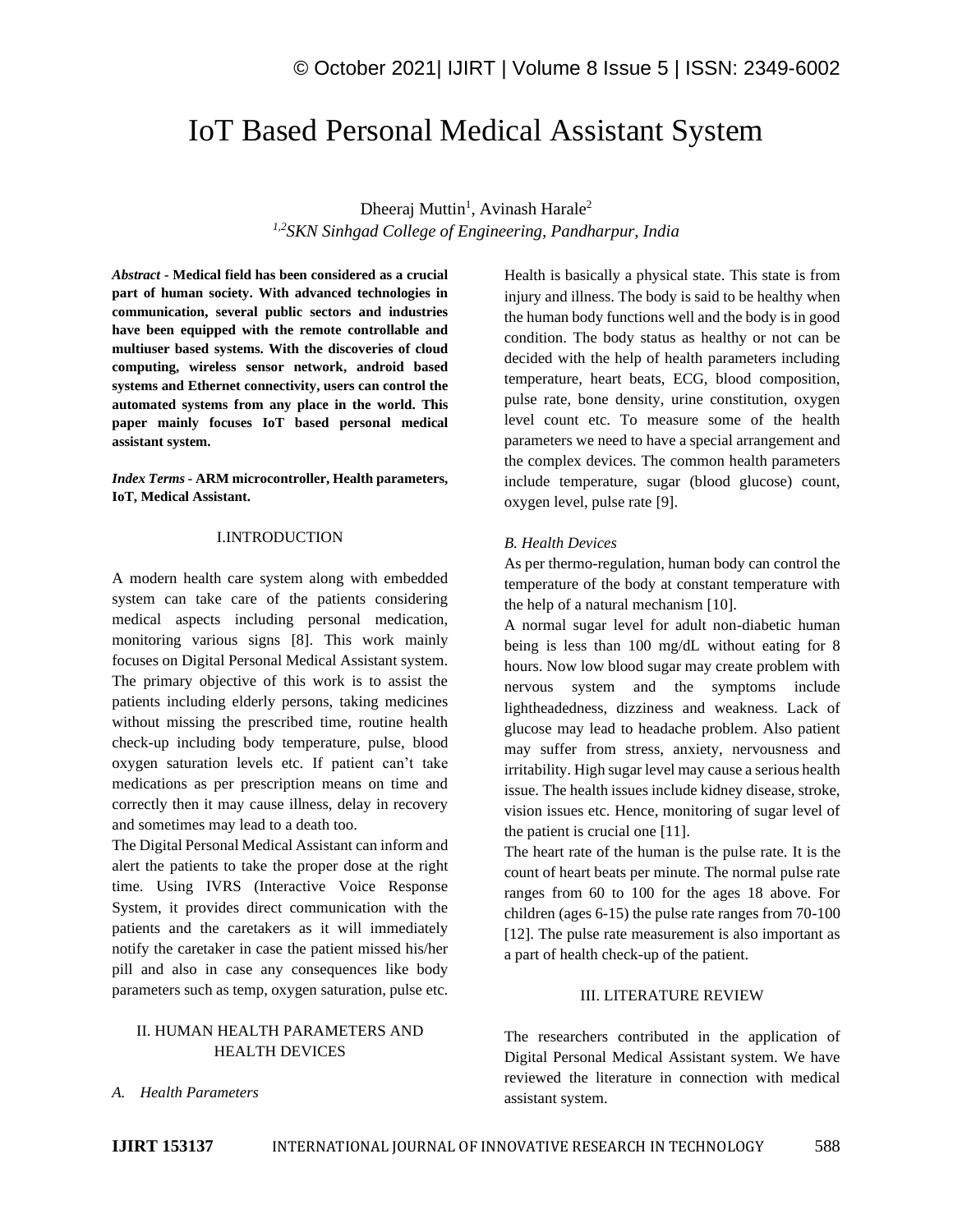# IoT Based Personal Medical Assistant System

Dheeraj Muttin[1], Avinash Harale[2]

[1,2]*SKN Sinhgad College of Engineering, Pandharpur, India*

***Abstract* - Medical field has been considered as a crucial part of human society. With advanced technologies in communication, several public sectors and industries have been equipped with the remote controllable and multiuser based systems. With the discoveries of cloud computing, wireless sensor network, android based systems and Ethernet connectivity, users can control the automated systems from any place in the world. This paper mainly focuses IoT based personal medical assistant system.**

***Index Terms* - ARM microcontroller, Health parameters, IoT, Medical Assistant.**

## I.INTRODUCTION

A modern health care system along with embedded system can take care of the patients considering medical aspects including personal medication, monitoring various signs [8]. This work mainly focuses on Digital Personal Medical Assistant system. The primary objective of this work is to assist the patients including elderly persons, taking medicines without missing the prescribed time, routine health check-up including body temperature, pulse, blood oxygen saturation levels etc. If patient can't take medications as per prescription means on time and correctly then it may cause illness, delay in recovery and sometimes may lead to a death too.

The Digital Personal Medical Assistant can inform and alert the patients to take the proper dose at the right time. Using IVRS (Interactive Voice Response System, it provides direct communication with the patients and the caretakers as it will immediately notify the caretaker in case the patient missed his/her pill and also in case any consequences like body parameters such as temp, oxygen saturation, pulse etc.

## II. HUMAN HEALTH PARAMETERS AND HEALTH DEVICES

### *A. Health Parameters*

Health is basically a physical state. This state is from injury and illness. The body is said to be healthy when the human body functions well and the body is in good condition. The body status as healthy or not can be decided with the help of health parameters including temperature, heart beats, ECG, blood composition, pulse rate, bone density, urine constitution, oxygen level count etc. To measure some of the health parameters we need to have a special arrangement and the complex devices. The common health parameters include temperature, sugar (blood glucose) count, oxygen level, pulse rate [9].

### *B. Health Devices*

As per thermo-regulation, human body can control the temperature of the body at constant temperature with the help of a natural mechanism [10].

A normal sugar level for adult non-diabetic human being is less than 100 mg/dL without eating for 8 hours. Now low blood sugar may create problem with nervous system and the symptoms include lightheadedness, dizziness and weakness. Lack of glucose may lead to headache problem. Also patient may suffer from stress, anxiety, nervousness and irritability. High sugar level may cause a serious health issue. The health issues include kidney disease, stroke, vision issues etc. Hence, monitoring of sugar level of the patient is crucial one [11].

The heart rate of the human is the pulse rate. It is the count of heart beats per minute. The normal pulse rate ranges from 60 to 100 for the ages 18 above. For children (ages 6-15) the pulse rate ranges from 70-100 [12]. The pulse rate measurement is also important as a part of health check-up of the patient.

## III. LITERATURE REVIEW

The researchers contributed in the application of Digital Personal Medical Assistant system. We have reviewed the literature in connection with medical assistant system.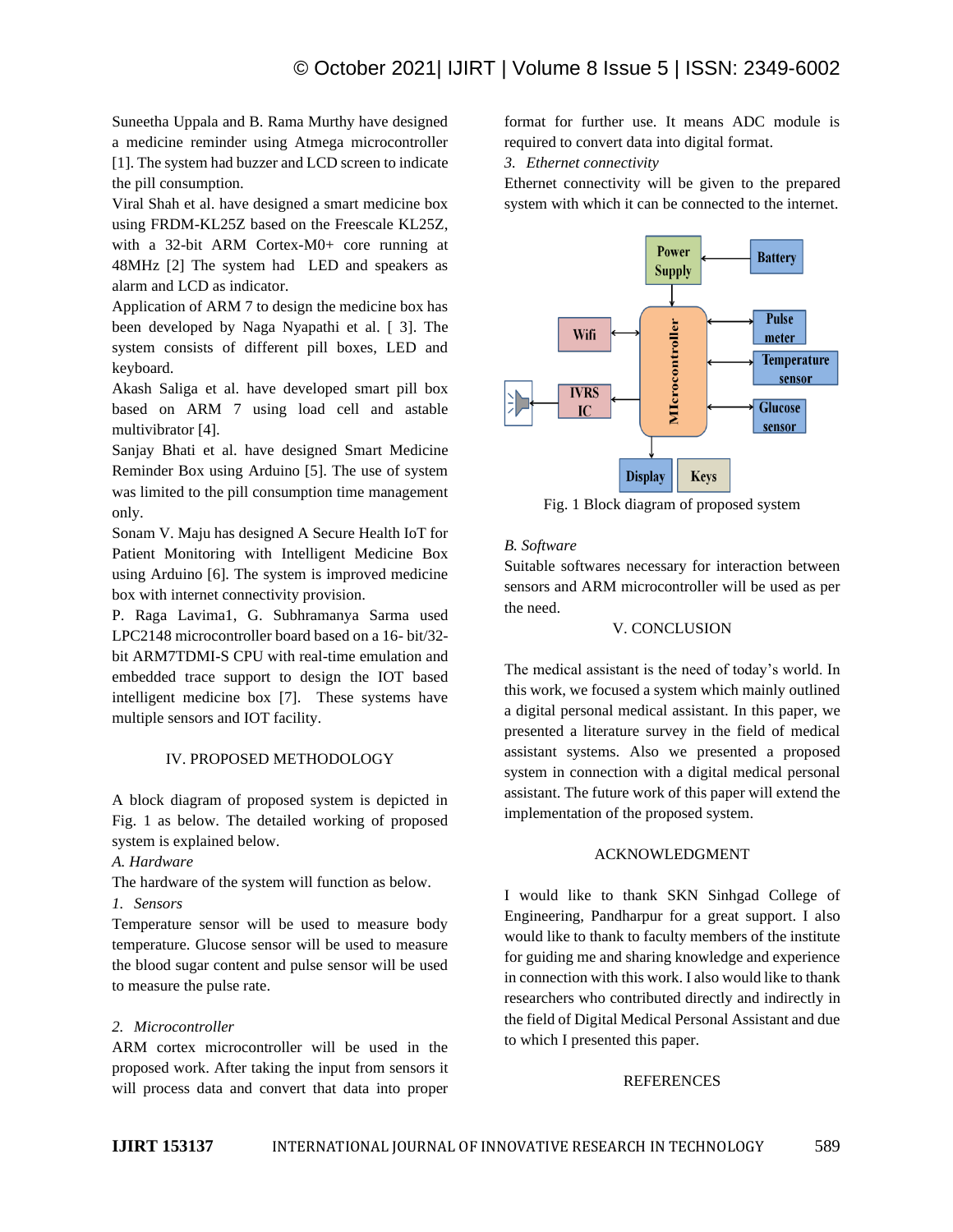Suneetha Uppala and B. Rama Murthy have designed a medicine reminder using Atmega microcontroller [1]. The system had buzzer and LCD screen to indicate the pill consumption.

Viral Shah et al. have designed a smart medicine box using FRDM-KL25Z based on the Freescale KL25Z, with a 32-bit ARM Cortex-M0+ core running at 48MHz [2] The system had LED and speakers as alarm and LCD as indicator.

Application of ARM 7 to design the medicine box has been developed by Naga Nyapathi et al. [ 3]. The system consists of different pill boxes, LED and keyboard.

Akash Saliga et al. have developed smart pill box based on ARM 7 using load cell and astable multivibrator [4].

Sanjay Bhati et al. have designed Smart Medicine Reminder Box using Arduino [5]. The use of system was limited to the pill consumption time management only.

Sonam V. Maju has designed A Secure Health IoT for Patient Monitoring with Intelligent Medicine Box using Arduino [6]. The system is improved medicine box with internet connectivity provision.

P. Raga Lavima1, G. Subhramanya Sarma used LPC2148 microcontroller board based on a 16- bit/32-bit ARM7TDMI-S CPU with real-time emulation and embedded trace support to design the IOT based intelligent medicine box [7]. These systems have multiple sensors and IOT facility.

## IV. PROPOSED METHODOLOGY

A block diagram of proposed system is depicted in Fig. 1 as below. The detailed working of proposed system is explained below.

### *A. Hardware*

The hardware of the system will function as below.

#### *1. Sensors*

Temperature sensor will be used to measure body temperature. Glucose sensor will be used to measure the blood sugar content and pulse sensor will be used to measure the pulse rate.

#### *2. Microcontroller*

ARM cortex microcontroller will be used in the proposed work. After taking the input from sensors it will process data and convert that data into proper format for further use. It means ADC module is required to convert data into digital format.

#### *3. Ethernet connectivity*

Ethernet connectivity will be given to the prepared system with which it can be connected to the internet.

Fig. 1 Block diagram of proposed system

### *B. Software*

Suitable softwares necessary for interaction between sensors and ARM microcontroller will be used as per the need.

## V. CONCLUSION

The medical assistant is the need of today's world. In this work, we focused a system which mainly outlined a digital personal medical assistant. In this paper, we presented a literature survey in the field of medical assistant systems. Also we presented a proposed system in connection with a digital medical personal assistant. The future work of this paper will extend the implementation of the proposed system.

## ACKNOWLEDGMENT

I would like to thank SKN Sinhgad College of Engineering, Pandharpur for a great support. I also would like to thank to faculty members of the institute for guiding me and sharing knowledge and experience in connection with this work. I also would like to thank researchers who contributed directly and indirectly in the field of Digital Medical Personal Assistant and due to which I presented this paper.

## REFERENCES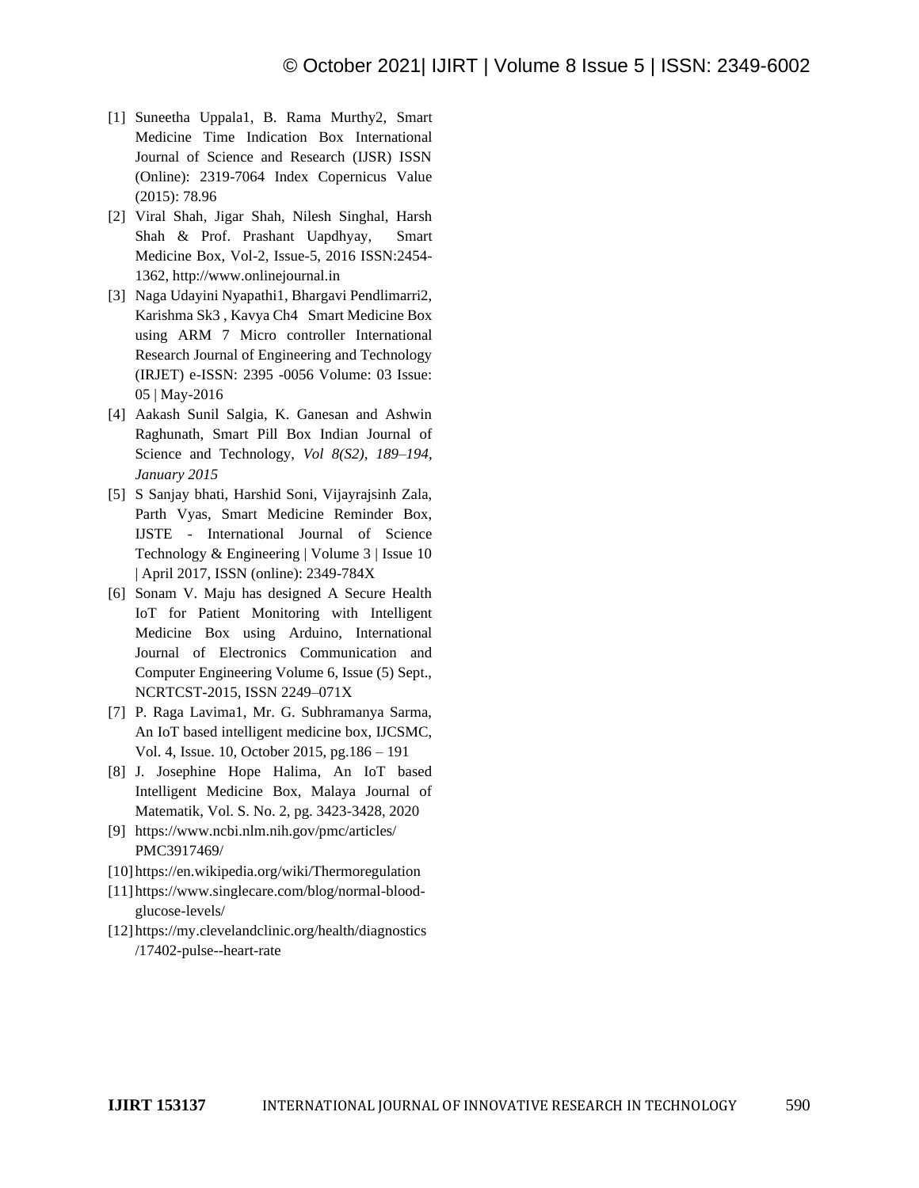[1] Suneetha Uppala1, B. Rama Murthy2, Smart Medicine Time Indication Box International Journal of Science and Research (IJSR) ISSN (Online): 2319-7064 Index Copernicus Value (2015): 78.96

[2] Viral Shah, Jigar Shah, Nilesh Singhal, Harsh Shah & Prof. Prashant Uapdhyay, Smart Medicine Box, Vol-2, Issue-5, 2016 ISSN:2454-1362, http://www.onlinejournal.in

[3] Naga Udayini Nyapathi1, Bhargavi Pendlimarri2, Karishma Sk3 , Kavya Ch4 Smart Medicine Box using ARM 7 Micro controller International Research Journal of Engineering and Technology (IRJET) e-ISSN: 2395 -0056 Volume: 03 Issue: 05 | May-2016

[4] Aakash Sunil Salgia, K. Ganesan and Ashwin Raghunath, Smart Pill Box Indian Journal of Science and Technology, *Vol 8(S2), 189–194, January 2015*

[5] S Sanjay bhati, Harshid Soni, Vijayrajsinh Zala, Parth Vyas, Smart Medicine Reminder Box, IJSTE - International Journal of Science Technology & Engineering | Volume 3 | Issue 10 | April 2017, ISSN (online): 2349-784X

[6] Sonam V. Maju has designed A Secure Health IoT for Patient Monitoring with Intelligent Medicine Box using Arduino, International Journal of Electronics Communication and Computer Engineering Volume 6, Issue (5) Sept., NCRTCST-2015, ISSN 2249–071X

[7] P. Raga Lavima1, Mr. G. Subhramanya Sarma, An IoT based intelligent medicine box, IJCSMC, Vol. 4, Issue. 10, October 2015, pg.186 – 191

[8] J. Josephine Hope Halima, An IoT based Intelligent Medicine Box, Malaya Journal of Matematik, Vol. S. No. 2, pg. 3423-3428, 2020

[9] https://www.ncbi.nlm.nih.gov/pmc/articles/PMC3917469/

[10] https://en.wikipedia.org/wiki/Thermoregulation

[11] https://www.singlecare.com/blog/normal-blood-glucose-levels/

[12] https://my.clevelandclinic.org/health/diagnostics/17402-pulse--heart-rate